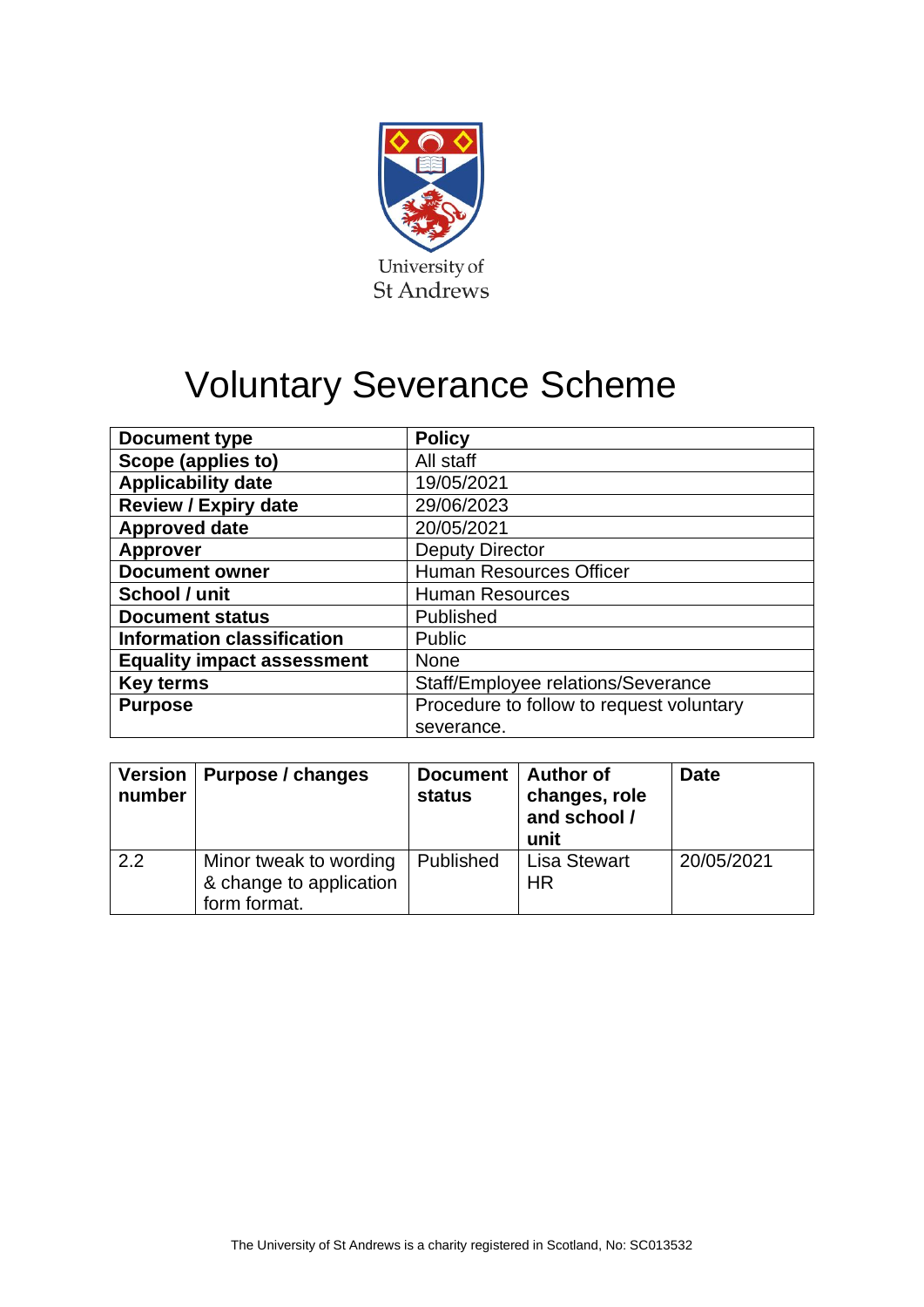University of St Andrews

# Voluntary Severance Scheme

| Document type | Policy |
|---|---|
| Scope (applies to) | All staff |
| Applicability date | 19/05/2021 |
| Review / Expiry date | 29/06/2023 |
| Approved date | 20/05/2021 |
| Approver | Deputy Director |
| Document owner | Human Resources Officer |
| School / unit | Human Resources |
| Document status | Published |
| Information classification | Public |
| Equality impact assessment | None |
| Key terms | Staff/Employee relations/Severance |
| Purpose | Procedure to follow to request voluntary severance. |

| Version number | Purpose / changes | Document status | Author of changes, role and school / unit | Date |
|---|---|---|---|---|
| 2.2 | Minor tweak to wording & change to application form format. | Published | Lisa Stewart HR | 20/05/2021 |

The University of St Andrews is a charity registered in Scotland, No: SC013532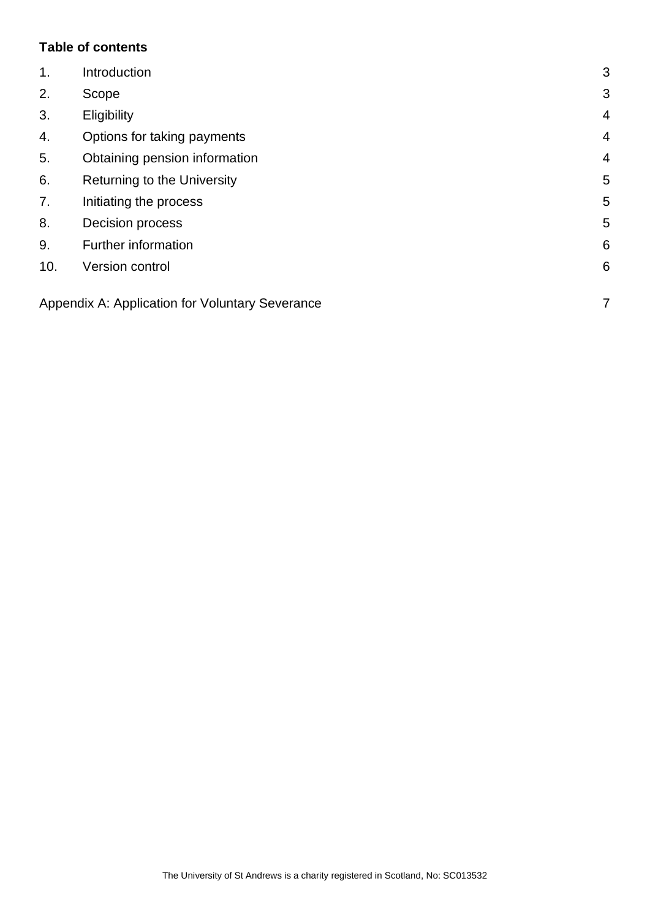**Table of contents**

| | | |
|---|---|---|
| 1. | Introduction | 3 |
| 2. | Scope | 3 |
| 3. | Eligibility | 4 |
| 4. | Options for taking payments | 4 |
| 5. | Obtaining pension information | 4 |
| 6. | Returning to the University | 5 |
| 7. | Initiating the process | 5 |
| 8. | Decision process | 5 |
| 9. | Further information | 6 |
| 10. | Version control | 6 |

Appendix A: Application for Voluntary Severance 7

The University of St Andrews is a charity registered in Scotland, No: SC013532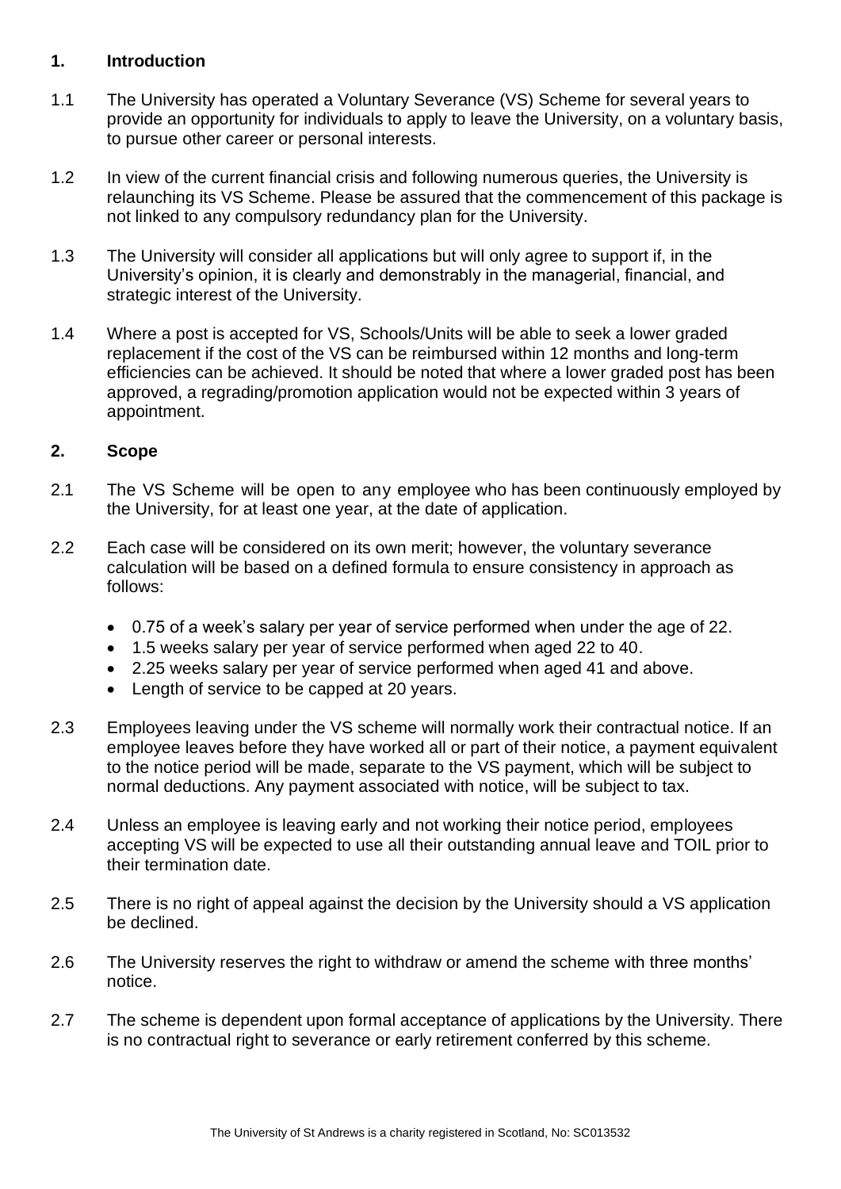## 1. Introduction

1.1 The University has operated a Voluntary Severance (VS) Scheme for several years to provide an opportunity for individuals to apply to leave the University, on a voluntary basis, to pursue other career or personal interests.

1.2 In view of the current financial crisis and following numerous queries, the University is relaunching its VS Scheme. Please be assured that the commencement of this package is not linked to any compulsory redundancy plan for the University.

1.3 The University will consider all applications but will only agree to support if, in the University's opinion, it is clearly and demonstrably in the managerial, financial, and strategic interest of the University.

1.4 Where a post is accepted for VS, Schools/Units will be able to seek a lower graded replacement if the cost of the VS can be reimbursed within 12 months and long-term efficiencies can be achieved. It should be noted that where a lower graded post has been approved, a regrading/promotion application would not be expected within 3 years of appointment.

## 2. Scope

2.1 The VS Scheme will be open to any employee who has been continuously employed by the University, for at least one year, at the date of application.

2.2 Each case will be considered on its own merit; however, the voluntary severance calculation will be based on a defined formula to ensure consistency in approach as follows:

- 0.75 of a week's salary per year of service performed when under the age of 22.
- 1.5 weeks salary per year of service performed when aged 22 to 40.
- 2.25 weeks salary per year of service performed when aged 41 and above.
- Length of service to be capped at 20 years.

2.3 Employees leaving under the VS scheme will normally work their contractual notice. If an employee leaves before they have worked all or part of their notice, a payment equivalent to the notice period will be made, separate to the VS payment, which will be subject to normal deductions. Any payment associated with notice, will be subject to tax.

2.4 Unless an employee is leaving early and not working their notice period, employees accepting VS will be expected to use all their outstanding annual leave and TOIL prior to their termination date.

2.5 There is no right of appeal against the decision by the University should a VS application be declined.

2.6 The University reserves the right to withdraw or amend the scheme with three months' notice.

2.7 The scheme is dependent upon formal acceptance of applications by the University. There is no contractual right to severance or early retirement conferred by this scheme.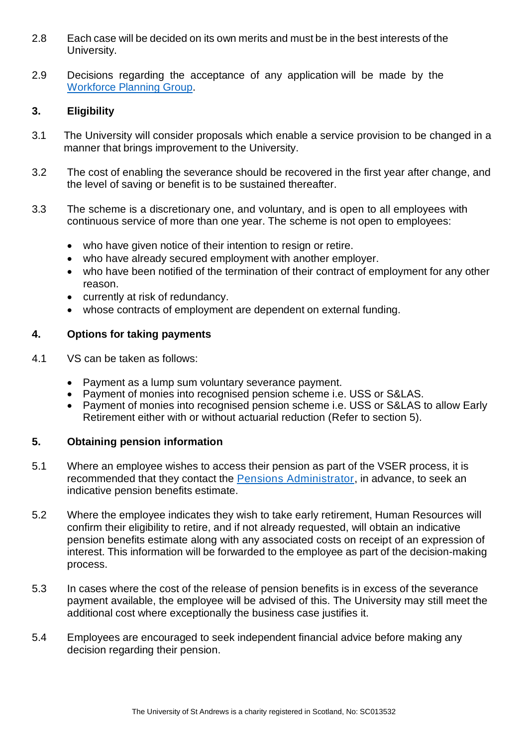2.8 Each case will be decided on its own merits and must be in the best interests of the University.

2.9 Decisions regarding the acceptance of any application will be made by the [Workforce Planning Group](#).

## 3. Eligibility

3.1 The University will consider proposals which enable a service provision to be changed in a manner that brings improvement to the University.

3.2 The cost of enabling the severance should be recovered in the first year after change, and the level of saving or benefit is to be sustained thereafter.

3.3 The scheme is a discretionary one, and voluntary, and is open to all employees with continuous service of more than one year. The scheme is not open to employees:

- who have given notice of their intention to resign or retire.
- who have already secured employment with another employer.
- who have been notified of the termination of their contract of employment for any other reason.
- currently at risk of redundancy.
- whose contracts of employment are dependent on external funding.

## 4. Options for taking payments

4.1 VS can be taken as follows:

- Payment as a lump sum voluntary severance payment.
- Payment of monies into recognised pension scheme i.e. USS or S&LAS.
- Payment of monies into recognised pension scheme i.e. USS or S&LAS to allow Early Retirement either with or without actuarial reduction (Refer to section 5).

## 5. Obtaining pension information

5.1 Where an employee wishes to access their pension as part of the VSER process, it is recommended that they contact the [Pensions Administrator](#), in advance, to seek an indicative pension benefits estimate.

5.2 Where the employee indicates they wish to take early retirement, Human Resources will confirm their eligibility to retire, and if not already requested, will obtain an indicative pension benefits estimate along with any associated costs on receipt of an expression of interest. This information will be forwarded to the employee as part of the decision-making process.

5.3 In cases where the cost of the release of pension benefits is in excess of the severance payment available, the employee will be advised of this. The University may still meet the additional cost where exceptionally the business case justifies it.

5.4 Employees are encouraged to seek independent financial advice before making any decision regarding their pension.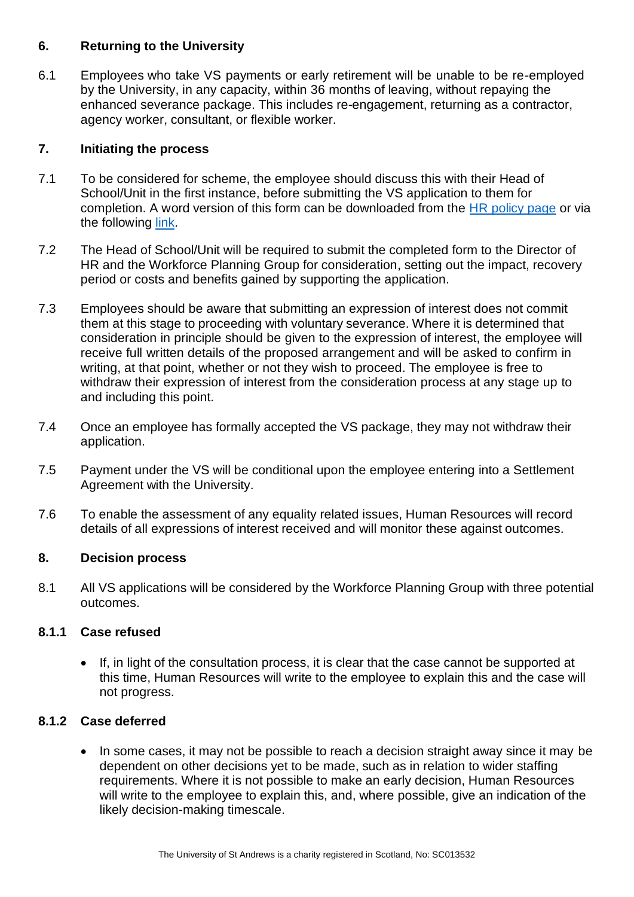## 6. Returning to the University

6.1 Employees who take VS payments or early retirement will be unable to be re-employed by the University, in any capacity, within 36 months of leaving, without repaying the enhanced severance package. This includes re-engagement, returning as a contractor, agency worker, consultant, or flexible worker.

## 7. Initiating the process

7.1 To be considered for scheme, the employee should discuss this with their Head of School/Unit in the first instance, before submitting the VS application to them for completion. A word version of this form can be downloaded from the HR policy page or via the following link.

7.2 The Head of School/Unit will be required to submit the completed form to the Director of HR and the Workforce Planning Group for consideration, setting out the impact, recovery period or costs and benefits gained by supporting the application.

7.3 Employees should be aware that submitting an expression of interest does not commit them at this stage to proceeding with voluntary severance. Where it is determined that consideration in principle should be given to the expression of interest, the employee will receive full written details of the proposed arrangement and will be asked to confirm in writing, at that point, whether or not they wish to proceed. The employee is free to withdraw their expression of interest from the consideration process at any stage up to and including this point.

7.4 Once an employee has formally accepted the VS package, they may not withdraw their application.

7.5 Payment under the VS will be conditional upon the employee entering into a Settlement Agreement with the University.

7.6 To enable the assessment of any equality related issues, Human Resources will record details of all expressions of interest received and will monitor these against outcomes.

## 8. Decision process

8.1 All VS applications will be considered by the Workforce Planning Group with three potential outcomes.

### 8.1.1 Case refused

- If, in light of the consultation process, it is clear that the case cannot be supported at this time, Human Resources will write to the employee to explain this and the case will not progress.

### 8.1.2 Case deferred

- In some cases, it may not be possible to reach a decision straight away since it may be dependent on other decisions yet to be made, such as in relation to wider staffing requirements. Where it is not possible to make an early decision, Human Resources will write to the employee to explain this, and, where possible, give an indication of the likely decision-making timescale.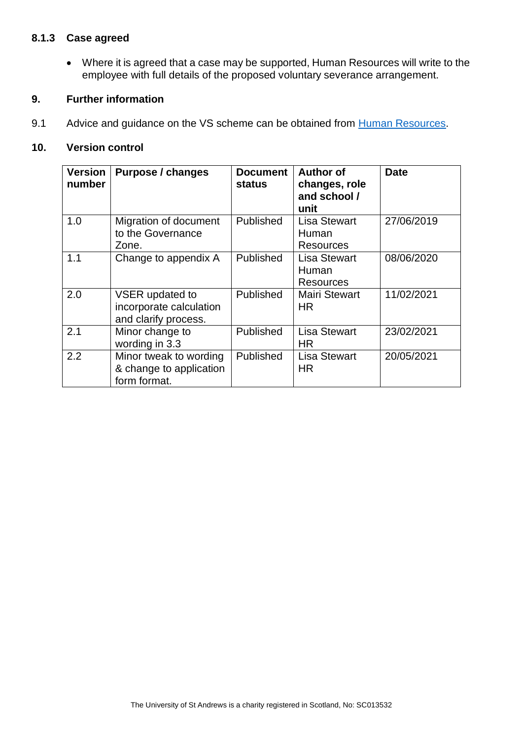#### 8.1.3 Case agreed

- Where it is agreed that a case may be supported, Human Resources will write to the employee with full details of the proposed voluntary severance arrangement.

## 9. Further information

9.1 Advice and guidance on the VS scheme can be obtained from [Human Resources](Human Resources).

## 10. Version control

| Version number | Purpose / changes | Document status | Author of changes, role and school / unit | Date |
|---|---|---|---|---|
| 1.0 | Migration of document to the Governance Zone. | Published | Lisa Stewart Human Resources | 27/06/2019 |
| 1.1 | Change to appendix A | Published | Lisa Stewart Human Resources | 08/06/2020 |
| 2.0 | VSER updated to incorporate calculation and clarify process. | Published | Mairi Stewart HR | 11/02/2021 |
| 2.1 | Minor change to wording in 3.3 | Published | Lisa Stewart HR | 23/02/2021 |
| 2.2 | Minor tweak to wording & change to application form format. | Published | Lisa Stewart HR | 20/05/2021 |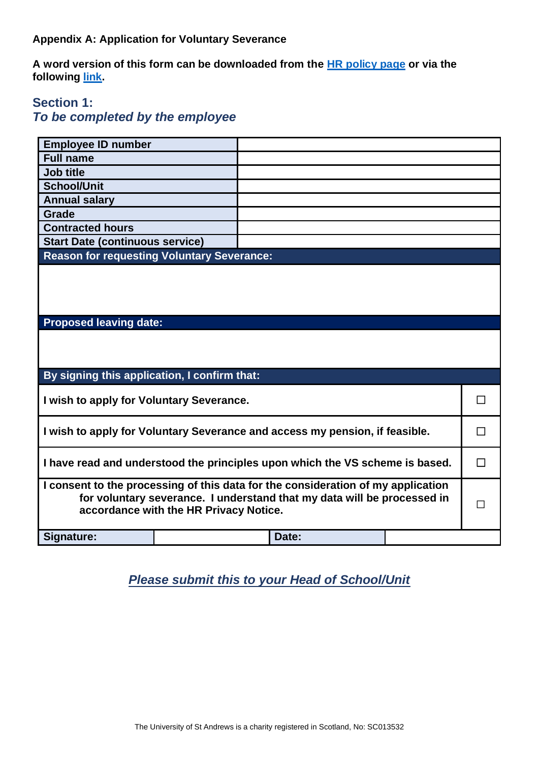**Appendix A: Application for Voluntary Severance**

**A word version of this form can be downloaded from the HR policy page or via the following link.**

## Section 1:
### *To be completed by the employee*

| | |
|---|---|
| **Employee ID number** | |
| **Full name** | |
| **Job title** | |
| **School/Unit** | |
| **Annual salary** | |
| **Grade** | |
| **Contracted hours** | |
| **Start Date (continuous service)** | |

| **Reason for requesting Voluntary Severance:** |
|---|
| |

| **Proposed leaving date:** |
|---|
| |

| **By signing this application, I confirm that:** | |
|---|---|
| **I wish to apply for Voluntary Severance.** | ☐ |
| **I wish to apply for Voluntary Severance and access my pension, if feasible.** | ☐ |
| **I have read and understood the principles upon which the VS scheme is based.** | ☐ |
| **I consent to the processing of this data for the consideration of my application for voluntary severance. I understand that my data will be processed in accordance with the HR Privacy Notice.** | ☐ |

| **Signature:** | | **Date:** | |
|---|---|---|---|

***Please submit this to your Head of School/Unit***

The University of St Andrews is a charity registered in Scotland, No: SC013532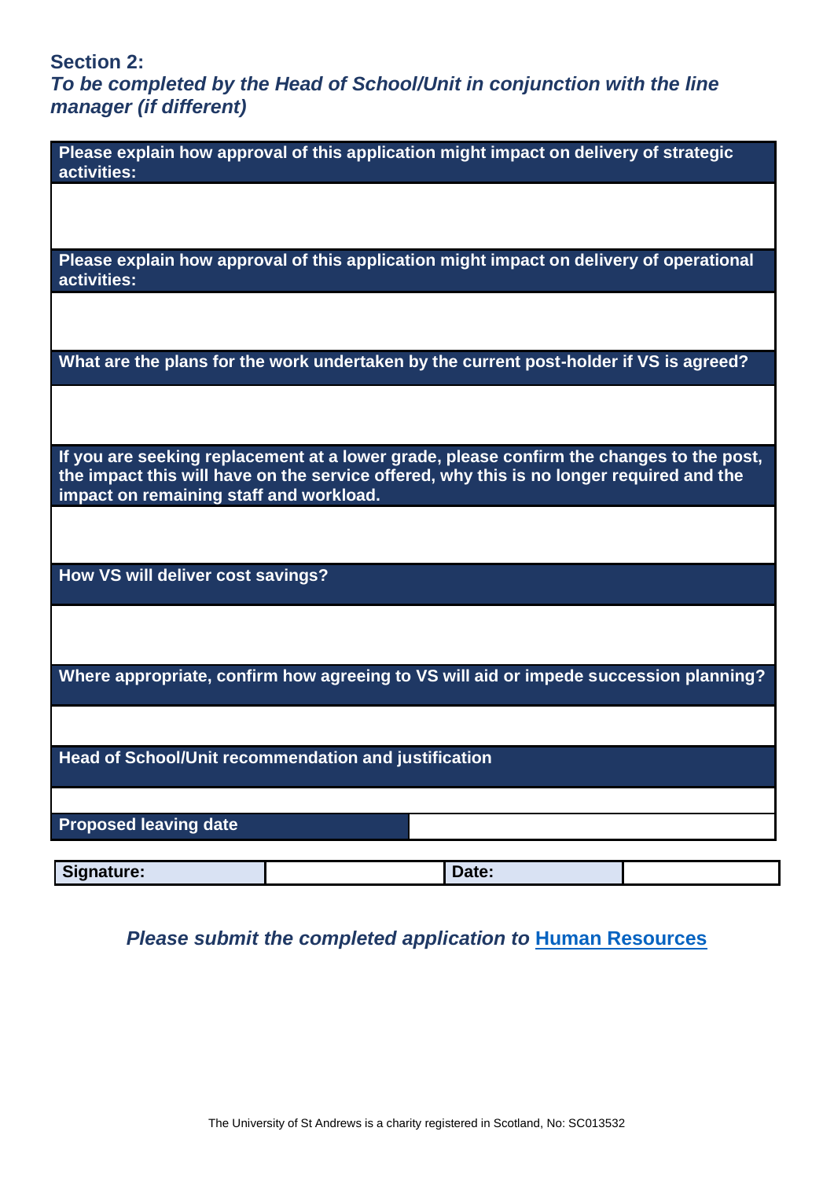## Section 2:

***To be completed by the Head of School/Unit in conjunction with the line manager (if different)***

| **Please explain how approval of this application might impact on delivery of strategic activities:** |
|---|
| |
| **Please explain how approval of this application might impact on delivery of operational activities:** |
| |
| **What are the plans for the work undertaken by the current post-holder if VS is agreed?** |
| |
| **If you are seeking replacement at a lower grade, please confirm the changes to the post, the impact this will have on the service offered, why this is no longer required and the impact on remaining staff and workload.** |
| |
| **How VS will deliver cost savings?** |
| |
| **Where appropriate, confirm how agreeing to VS will aid or impede succession planning?** |
| |
| **Head of School/Unit recommendation and justification** |
| |

| **Proposed leaving date** | |
|---|---|

| **Signature:** | | **Date:** | |
|---|---|---|---|

***Please submit the completed application to* [Human Resources]**

The University of St Andrews is a charity registered in Scotland, No: SC013532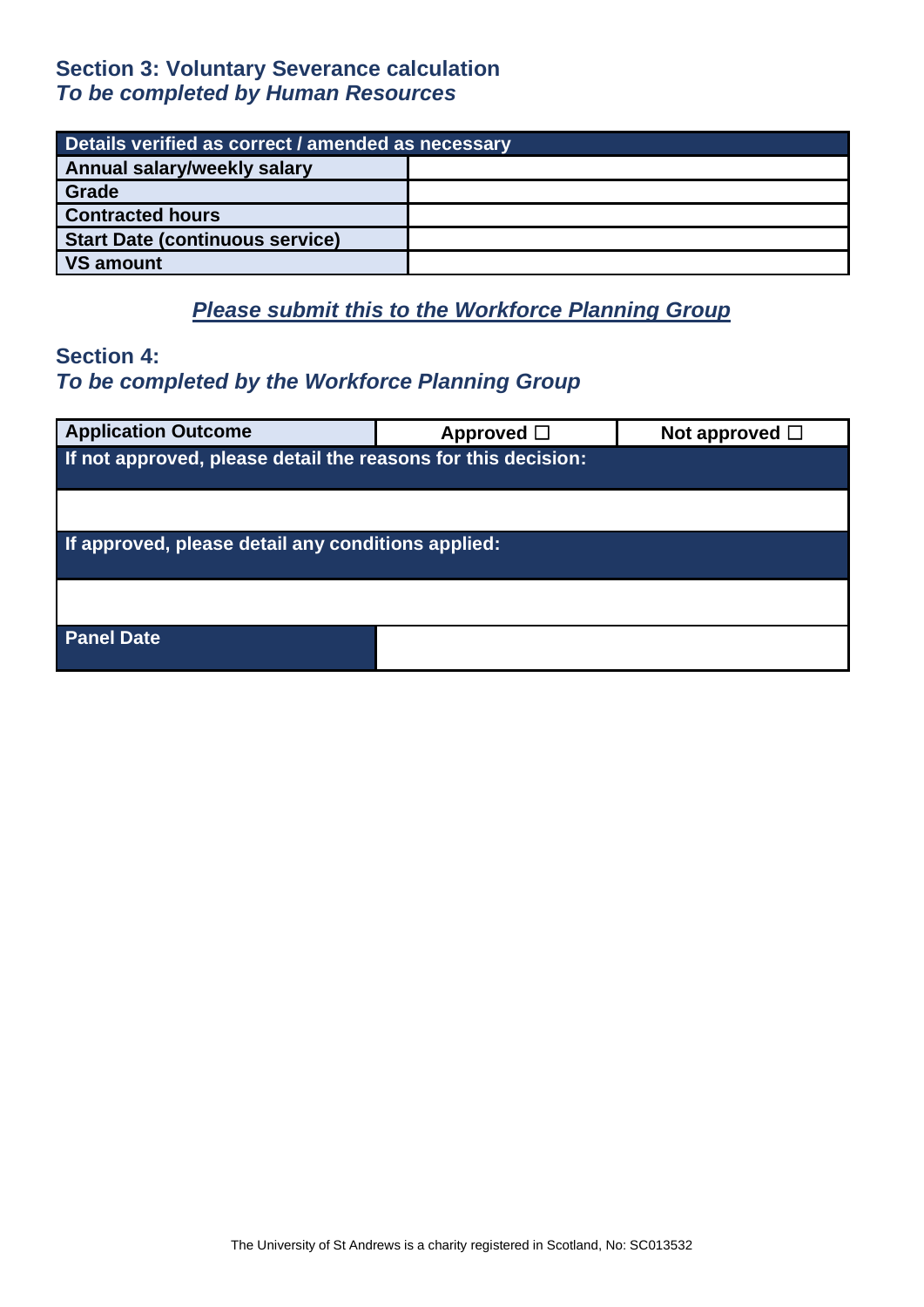## Section 3: Voluntary Severance calculation

***To be completed by Human Resources***

| Details verified as correct / amended as necessary | |
|---|---|
| **Annual salary/weekly salary** | |
| **Grade** | |
| **Contracted hours** | |
| **Start Date (continuous service)** | |
| **VS amount** | |

***Please submit this to the Workforce Planning Group***

## Section 4:

***To be completed by the Workforce Planning Group***

| **Application Outcome** | **Approved ☐** | **Not approved ☐** |
|---|---|---|
| **If not approved, please detail the reasons for this decision:** | | |
| | | |
| **If approved, please detail any conditions applied:** | | |
| | | |
| **Panel Date** | | |

The University of St Andrews is a charity registered in Scotland, No: SC013532